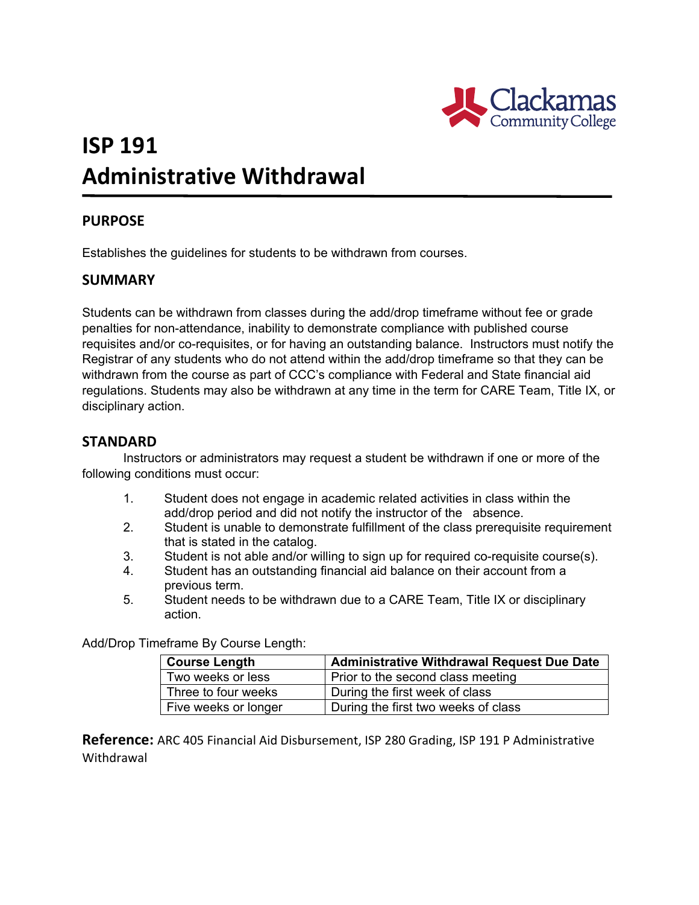# ISP 191
# Administrative Withdrawal

## PURPOSE

Establishes the guidelines for students to be withdrawn from courses.

## SUMMARY

Students can be withdrawn from classes during the add/drop timeframe without fee or grade penalties for non-attendance, inability to demonstrate compliance with published course requisites and/or co-requisites, or for having an outstanding balance. Instructors must notify the Registrar of any students who do not attend within the add/drop timeframe so that they can be withdrawn from the course as part of CCC's compliance with Federal and State financial aid regulations. Students may also be withdrawn at any time in the term for CARE Team, Title IX, or disciplinary action.

## STANDARD

Instructors or administrators may request a student be withdrawn if one or more of the following conditions must occur:

1. Student does not engage in academic related activities in class within the add/drop period and did not notify the instructor of the absence.
2. Student is unable to demonstrate fulfillment of the class prerequisite requirement that is stated in the catalog.
3. Student is not able and/or willing to sign up for required co-requisite course(s).
4. Student has an outstanding financial aid balance on their account from a previous term.
5. Student needs to be withdrawn due to a CARE Team, Title IX or disciplinary action.

Add/Drop Timeframe By Course Length:

| Course Length | Administrative Withdrawal Request Due Date |
|---|---|
| Two weeks or less | Prior to the second class meeting |
| Three to four weeks | During the first week of class |
| Five weeks or longer | During the first two weeks of class |

**Reference:** ARC 405 Financial Aid Disbursement, ISP 280 Grading, ISP 191 P Administrative Withdrawal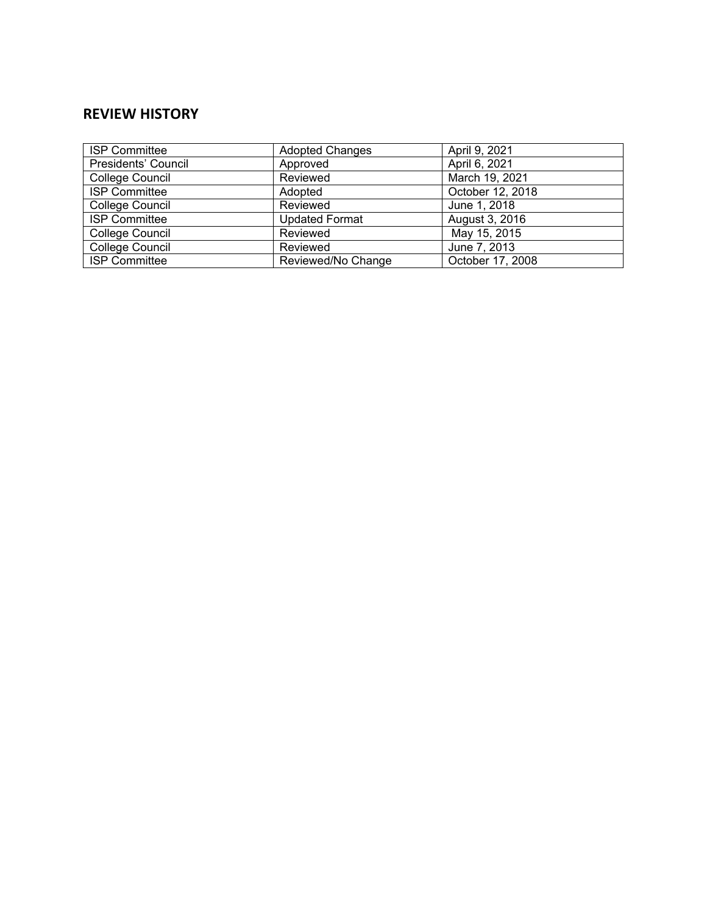## REVIEW HISTORY

| | | |
|---|---|---|
| ISP Committee | Adopted Changes | April 9, 2021 |
| Presidents' Council | Approved | April 6, 2021 |
| College Council | Reviewed | March 19, 2021 |
| ISP Committee | Adopted | October 12, 2018 |
| College Council | Reviewed | June 1, 2018 |
| ISP Committee | Updated Format | August 3, 2016 |
| College Council | Reviewed | May 15, 2015 |
| College Council | Reviewed | June 7, 2013 |
| ISP Committee | Reviewed/No Change | October 17, 2008 |